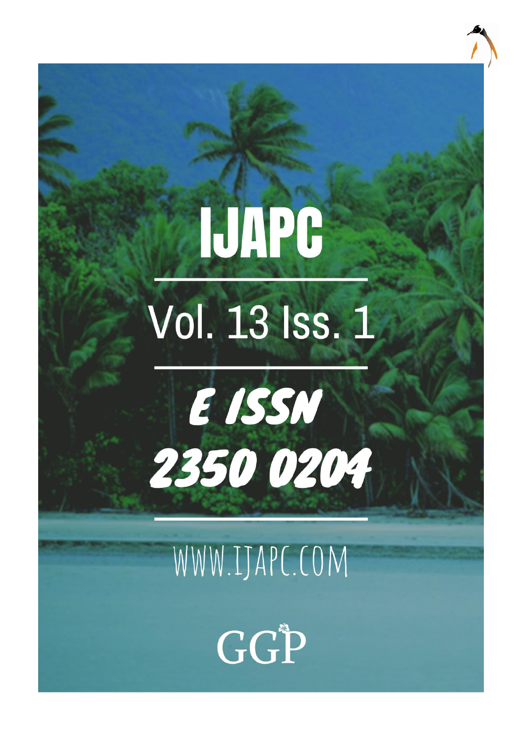# IJAPC

Vol. 13 Iss. 1

E ISSN

2350 0204

WWW.IJAPC.COM

GGP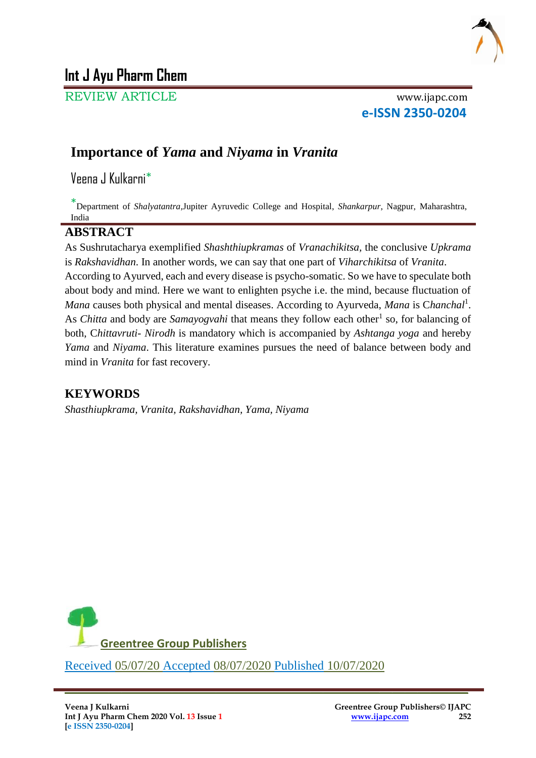# Importance of *Yama* and *Niyama* in *Vranita*

Veena J Kulkarni*

*Department of *Shalyatantra*,Jupiter Ayruvedic College and Hospital, *Shankarpur*, Nagpur, Maharashtra, India

## ABSTRACT

As Sushrutacharya exemplified *Shashthiupkramas* of *Vranachikitsa*, the conclusive *Upkrama* is *Rakshavidhan*. In another words, we can say that one part of *Viharchikitsa* of *Vranita*. According to Ayurved, each and every disease is psycho-somatic. So we have to speculate both about body and mind. Here we want to enlighten psyche i.e. the mind, because fluctuation of *Mana* causes both physical and mental diseases. According to Ayurveda, *Mana* is C*hanchal*[1]. As *Chitta* and body are *Samayogvahi* that means they follow each other[1] so, for balancing of both, C*hittavruti- Nirodh* is mandatory which is accompanied by *Ashtanga yoga* and hereby *Yama* and *Niyama*. This literature examines pursues the need of balance between body and mind in *Vranita* for fast recovery.

## KEYWORDS

*Shasthiupkrama, Vranita, Rakshavidhan, Yama, Niyama*

Greentree Group Publishers

Received 05/07/20 Accepted 08/07/2020 Published 10/07/2020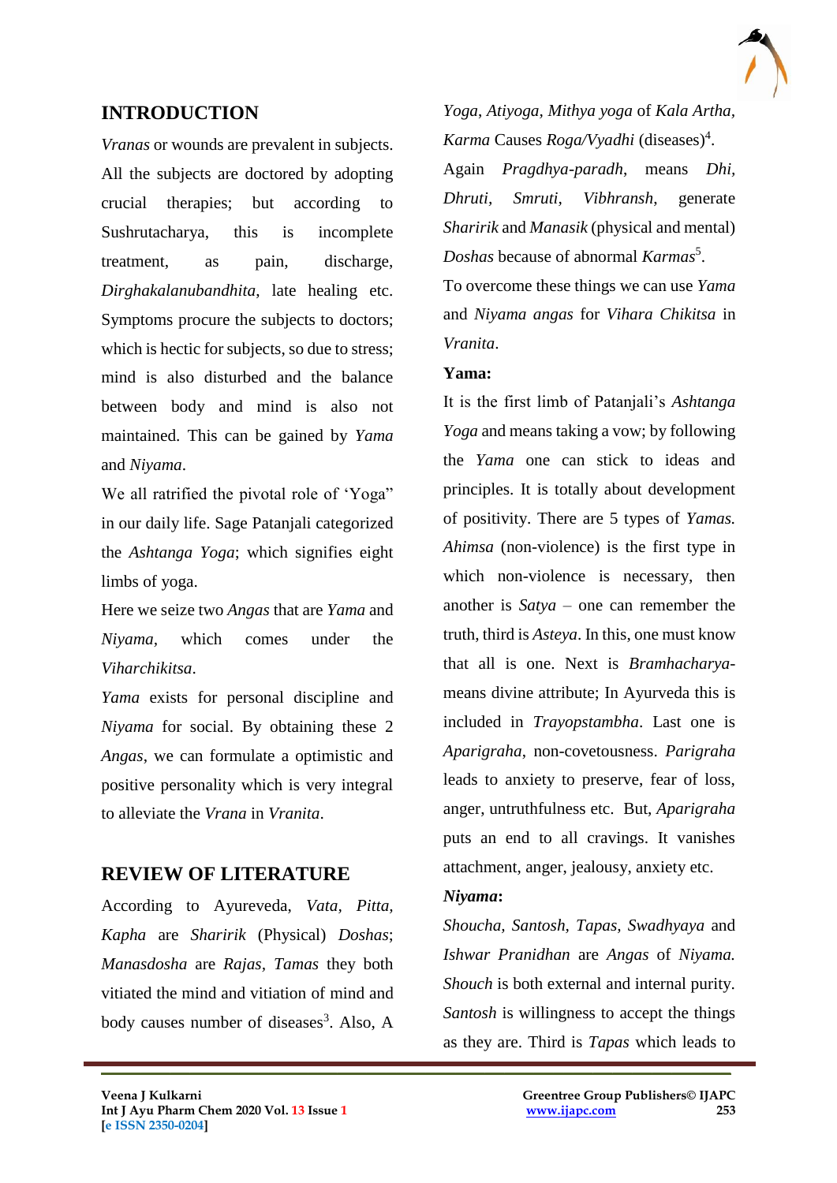## INTRODUCTION

*Vranas* or wounds are prevalent in subjects. All the subjects are doctored by adopting crucial therapies; but according to Sushrutacharya, this is incomplete treatment, as pain, discharge, *Dirghakalanubandhita*, late healing etc. Symptoms procure the subjects to doctors; which is hectic for subjects, so due to stress; mind is also disturbed and the balance between body and mind is also not maintained. This can be gained by *Yama* and *Niyama*.

We all ratrified the pivotal role of 'Yoga" in our daily life. Sage Patanjali categorized the *Ashtanga Yoga*; which signifies eight limbs of yoga.

Here we seize two *Angas* that are *Yama* and *Niyama*, which comes under the *Viharchikitsa*.

*Yama* exists for personal discipline and *Niyama* for social. By obtaining these 2 *Angas*, we can formulate a optimistic and positive personality which is very integral to alleviate the *Vrana* in *Vranita*.

## REVIEW OF LITERATURE

According to Ayureveda, *Vata, Pitta, Kapha* are *Sharirik* (Physical) *Doshas*; *Manasdosha* are *Rajas*, *Tamas* they both vitiated the mind and vitiation of mind and body causes number of diseases[3]. Also, A *Yoga*, *Atiyoga*, *Mithya yoga* of *Kala Artha*, *Karma* Causes *Roga/Vyadhi* (diseases)[4].

Again *Pragdhya-paradh*, means *Dhi*, *Dhruti*, *Smruti*, *Vibhransh*, generate *Sharirik* and *Manasik* (physical and mental) *Doshas* because of abnormal *Karmas*[5].

To overcome these things we can use *Yama* and *Niyama angas* for *Vihara Chikitsa* in *Vranita*.

**Yama:**

It is the first limb of Patanjali's *Ashtanga Yoga* and means taking a vow; by following the *Yama* one can stick to ideas and principles. It is totally about development of positivity. There are 5 types of *Yamas. Ahimsa* (non-violence) is the first type in which non-violence is necessary, then another is *Satya* – one can remember the truth, third is *Asteya*. In this, one must know that all is one. Next is *Bramhacharya*- means divine attribute; In Ayurveda this is included in *Trayopstambha*. Last one is *Aparigraha*, non-covetousness. *Parigraha* leads to anxiety to preserve, fear of loss, anger, untruthfulness etc. But, *Aparigraha* puts an end to all cravings. It vanishes attachment, anger, jealousy, anxiety etc.

***Niyama*:**

*Shoucha, Santosh, Tapas, Swadhyaya* and *Ishwar Pranidhan* are *Angas* of *Niyama. Shouch* is both external and internal purity. *Santosh* is willingness to accept the things as they are. Third is *Tapas* which leads to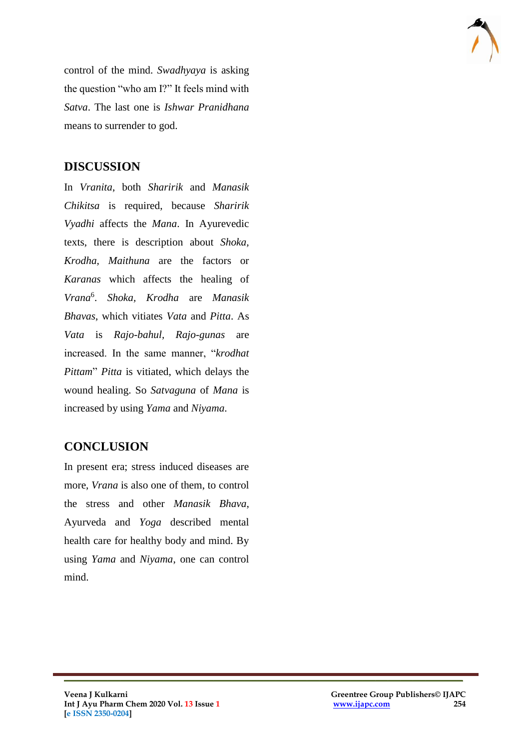control of the mind. *Swadhyaya* is asking the question "who am I?" It feels mind with *Satva*. The last one is *Ishwar Pranidhana* means to surrender to god.

## DISCUSSION

In *Vranita*, both *Sharirik* and *Manasik Chikitsa* is required, because *Sharirik Vyadhi* affects the *Mana*. In Ayurevedic texts, there is description about *Shoka, Krodha, Maithuna* are the factors or *Karanas* which affects the healing of *Vrana*[6]. *Shoka, Krodha* are *Manasik Bhavas*, which vitiates *Vata* and *Pitta*. As *Vata* is *Rajo-bahul, Rajo-gunas* are increased. In the same manner, "*krodhat Pittam*" *Pitta* is vitiated, which delays the wound healing. So *Satvaguna* of *Mana* is increased by using *Yama* and *Niyama*.

## CONCLUSION

In present era; stress induced diseases are more, *Vrana* is also one of them, to control the stress and other *Manasik Bhava*, Ayurveda and *Yoga* described mental health care for healthy body and mind. By using *Yama* and *Niyama*, one can control mind.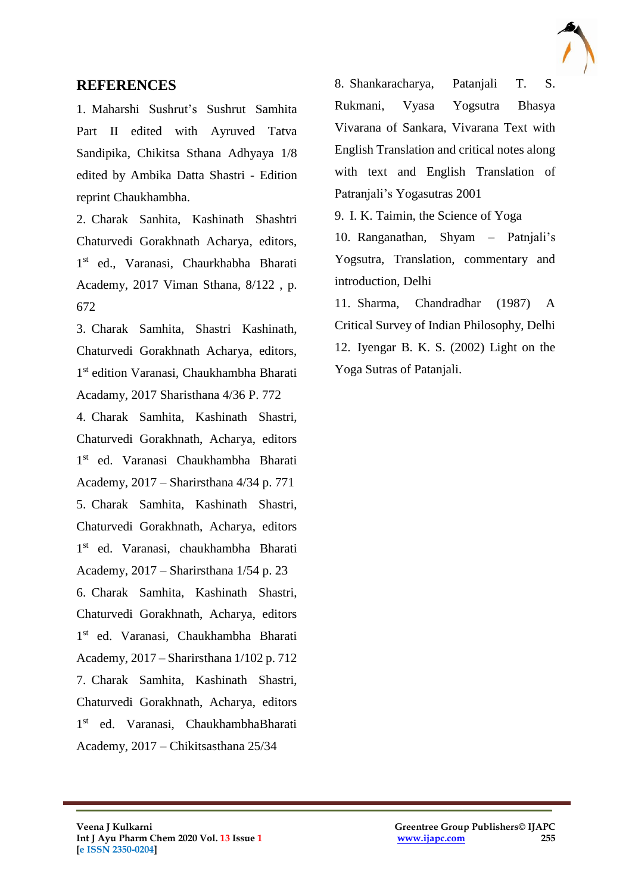## REFERENCES

1. Maharshi Sushrut's Sushrut Samhita Part II edited with Ayruved Tatva Sandipika, Chikitsa Sthana Adhyaya 1/8 edited by Ambika Datta Shastri - Edition reprint Chaukhambha.
2. Charak Sanhita, Kashinath Shashtri Chaturvedi Gorakhnath Acharya, editors, 1st ed., Varanasi, Chaurkhabha Bharati Academy, 2017 Viman Sthana, 8/122 , p. 672
3. Charak Samhita, Shastri Kashinath, Chaturvedi Gorakhnath Acharya, editors, 1st edition Varanasi, Chaukhambha Bharati Acadamy, 2017 Sharisthana 4/36 P. 772
4. Charak Samhita, Kashinath Shastri, Chaturvedi Gorakhnath, Acharya, editors 1st ed. Varanasi Chaukhambha Bharati Academy, 2017 – Sharirsthana 4/34 p. 771
5. Charak Samhita, Kashinath Shastri, Chaturvedi Gorakhnath, Acharya, editors 1st ed. Varanasi, chaukhambha Bharati Academy, 2017 – Sharirsthana 1/54 p. 23
6. Charak Samhita, Kashinath Shastri, Chaturvedi Gorakhnath, Acharya, editors 1st ed. Varanasi, Chaukhambha Bharati Academy, 2017 – Sharirsthana 1/102 p. 712
7. Charak Samhita, Kashinath Shastri, Chaturvedi Gorakhnath, Acharya, editors 1st ed. Varanasi, ChaukhambhaBharati Academy, 2017 – Chikitsasthana 25/34
8. Shankaracharya, Patanjali T. S. Rukmani, Vyasa Yogsutra Bhasya Vivarana of Sankara, Vivarana Text with English Translation and critical notes along with text and English Translation of Patranjali's Yogasutras 2001
9. I. K. Taimin, the Science of Yoga
10. Ranganathan, Shyam – Patnjali's Yogsutra, Translation, commentary and introduction, Delhi
11. Sharma, Chandradhar (1987) A Critical Survey of Indian Philosophy, Delhi
12. Iyengar B. K. S. (2002) Light on the Yoga Sutras of Patanjali.